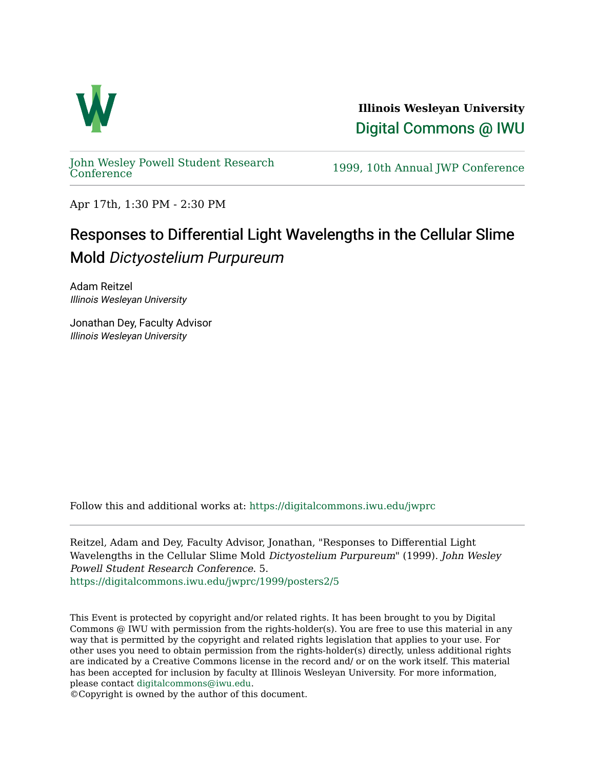**Illinois Wesleyan University**

Digital Commons @ IWU

John Wesley Powell Student Research Conference

1999, 10th Annual JWP Conference

Apr 17th, 1:30 PM - 2:30 PM

# Responses to Differential Light Wavelengths in the Cellular Slime Mold *Dictyostelium Purpureum*

Adam Reitzel
*Illinois Wesleyan University*

Jonathan Dey, Faculty Advisor
*Illinois Wesleyan University*

Follow this and additional works at: https://digitalcommons.iwu.edu/jwprc

Reitzel, Adam and Dey, Faculty Advisor, Jonathan, "Responses to Differential Light Wavelengths in the Cellular Slime Mold *Dictyostelium Purpureum*" (1999). *John Wesley Powell Student Research Conference*. 5.
https://digitalcommons.iwu.edu/jwprc/1999/posters2/5

This Event is protected by copyright and/or related rights. It has been brought to you by Digital Commons @ IWU with permission from the rights-holder(s). You are free to use this material in any way that is permitted by the copyright and related rights legislation that applies to your use. For other uses you need to obtain permission from the rights-holder(s) directly, unless additional rights are indicated by a Creative Commons license in the record and/ or on the work itself. This material has been accepted for inclusion by faculty at Illinois Wesleyan University. For more information, please contact digitalcommons@iwu.edu.
©Copyright is owned by the author of this document.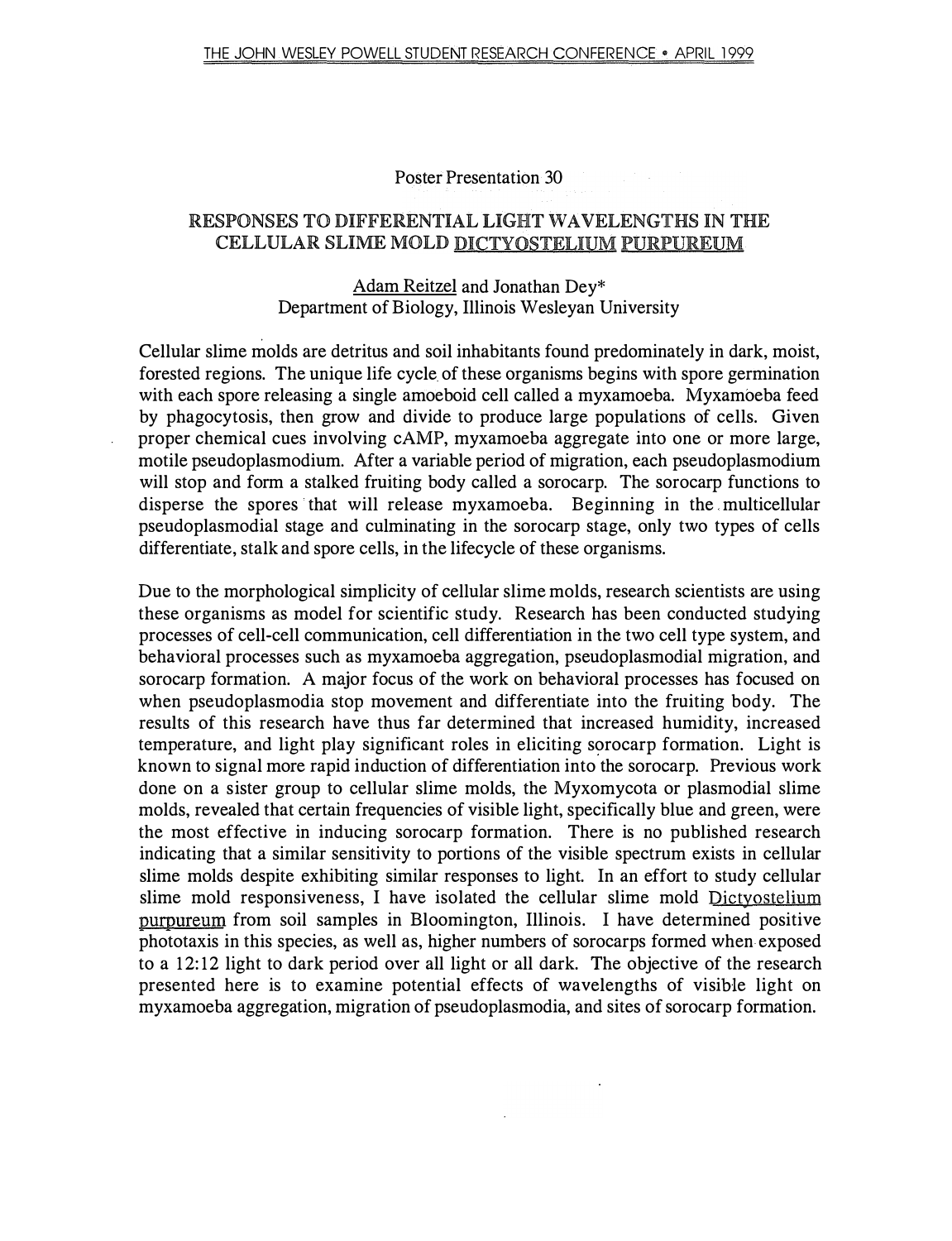Poster Presentation 30

# RESPONSES TO DIFFERENTIAL LIGHT WAVELENGTHS IN THE CELLULAR SLIME MOLD DICTYOSTELIUM PURPUREUM

Adam Reitzel and Jonathan Dey*
Department of Biology, Illinois Wesleyan University

Cellular slime molds are detritus and soil inhabitants found predominately in dark, moist, forested regions. The unique life cycle of these organisms begins with spore germination with each spore releasing a single amoeboid cell called a myxamoeba. Myxamoeba feed by phagocytosis, then grow and divide to produce large populations of cells. Given proper chemical cues involving cAMP, myxamoeba aggregate into one or more large, motile pseudoplasmodium. After a variable period of migration, each pseudoplasmodium will stop and form a stalked fruiting body called a sorocarp. The sorocarp functions to disperse the spores that will release myxamoeba. Beginning in the multicellular pseudoplasmodial stage and culminating in the sorocarp stage, only two types of cells differentiate, stalk and spore cells, in the lifecycle of these organisms.

Due to the morphological simplicity of cellular slime molds, research scientists are using these organisms as model for scientific study. Research has been conducted studying processes of cell-cell communication, cell differentiation in the two cell type system, and behavioral processes such as myxamoeba aggregation, pseudoplasmodial migration, and sorocarp formation. A major focus of the work on behavioral processes has focused on when pseudoplasmodia stop movement and differentiate into the fruiting body. The results of this research have thus far determined that increased humidity, increased temperature, and light play significant roles in eliciting sorocarp formation. Light is known to signal more rapid induction of differentiation into the sorocarp. Previous work done on a sister group to cellular slime molds, the Myxomycota or plasmodial slime molds, revealed that certain frequencies of visible light, specifically blue and green, were the most effective in inducing sorocarp formation. There is no published research indicating that a similar sensitivity to portions of the visible spectrum exists in cellular slime molds despite exhibiting similar responses to light. In an effort to study cellular slime mold responsiveness, I have isolated the cellular slime mold Dictyostelium purpureum from soil samples in Bloomington, Illinois. I have determined positive phototaxis in this species, as well as, higher numbers of sorocarps formed when exposed to a 12:12 light to dark period over all light or all dark. The objective of the research presented here is to examine potential effects of wavelengths of visible light on myxamoeba aggregation, migration of pseudoplasmodia, and sites of sorocarp formation.